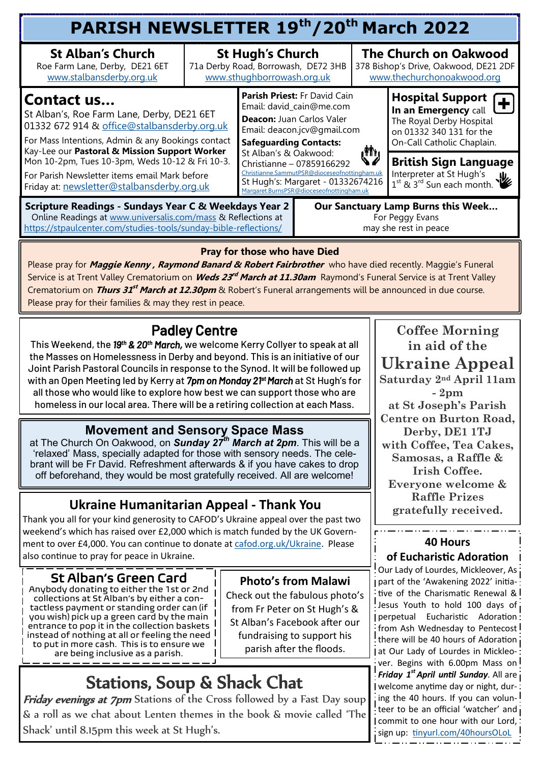# PARISH NEWSLETTER 19th/20th March 2022

**St Alban's Church**
Roe Farm Lane, Derby, DE21 6ET
www.stalbansderby.org.uk

**St Hugh's Church**
71a Derby Road, Borrowash, DE72 3HB
www.sthughborrowash.org.uk

**The Church on Oakwood**
378 Bishop's Drive, Oakwood, DE21 2DF
www.thechurchonoakwood.org

## Contact us...

St Alban's, Roe Farm Lane, Derby, DE21 6ET
01332 672 914 & office@stalbansderby.org.uk

For Mass Intentions, Admin & any Bookings contact Kay-Lee our **Pastoral & Mission Support Worker** Mon 10-2pm, Tues 10-3pm, Weds 10-12 & Fri 10-3.

For Parish Newsletter items email Mark before Friday at: newsletter@stalbansderby.org.uk

**Parish Priest:** Fr David Cain
Email: david_cain@me.com

**Deacon:** Juan Carlos Valer
Email: deacon.jcv@gmail.com

**Safeguarding Contacts:**
St Alban's & Oakwood:
Christianne – 07859166292
Christianne.SammutPSR@dioceseofnottingham.uk
St Hugh's: Margaret - 01332674216
Margaret.BurnsPSR@dioceseofnottingham.uk

**Hospital Support**
**In an Emergency** call The Royal Derby Hospital on 01332 340 131 for the On-Call Catholic Chaplain.

**British Sign Language**
Interpreter at St Hugh's 1st & 3rd Sun each month.

**Scripture Readings - Sundays Year C & Weekdays Year 2**
Online Readings at www.universalis.com/mass & Reflections at https://stpaulcenter.com/studies-tools/sunday-bible-reflections/

**Our Sanctuary Lamp Burns this Week...**
For Peggy Evans
may she rest in peace

### Pray for those who have Died

Please pray for ***Maggie Kenny , Raymond Banard & Robert Fairbrother*** who have died recently. Maggie's Funeral Service is at Trent Valley Crematorium on ***Weds 23rd March at 11.30am*** Raymond's Funeral Service is at Trent Valley Crematorium on ***Thurs 31st March at 12.30pm*** & Robert's Funeral arrangements will be announced in due course. Please pray for their families & may they rest in peace.

## Padley Centre

This Weekend, the *19th & 20th March,* we welcome Kerry Collyer to speak at all the Masses on Homelessness in Derby and beyond. This is an initiative of our Joint Parish Pastoral Councils in response to the Synod. It will be followed up with an Open Meeting led by Kerry at *7pm on Monday 21st March* at St Hugh's for all those who would like to explore how best we can support those who are homeless in our local area. There will be a retiring collection at each Mass.

## Movement and Sensory Space Mass

at The Church On Oakwood, on ***Sunday 27th March at 2pm***. This will be a 'relaxed' Mass, specially adapted for those with sensory needs. The celebrant will be Fr David. Refreshment afterwards & if you have cakes to drop off beforehand, they would be most gratefully received. All are welcome!

## Ukraine Humanitarian Appeal - Thank You

Thank you all for your kind generosity to CAFOD's Ukraine appeal over the past two weekend's which has raised over £2,000 which is match funded by the UK Government to over £4,000. You can continue to donate at cafod.org.uk/Ukraine. Please also continue to pray for peace in Ukraine.

## Coffee Morning in aid of the Ukraine Appeal

**Saturday 2nd April 11am - 2pm at St Joseph's Parish Centre on Burton Road, Derby, DE1 1TJ with Coffee, Tea Cakes, Samosas, a Raffle & Irish Coffee. Everyone welcome & Raffle Prizes gratefully received.**

## St Alban's Green Card

Anybody donating to either the 1st or 2nd collections at St Alban's by either a contactless payment or standing order can (if you wish) pick up a green card by the main entrance to pop it in the collection baskets instead of nothing at all or feeling the need to put in more cash. This is to ensure we are being inclusive as a parish.

## Photo's from Malawi

Check out the fabulous photo's from Fr Peter on St Hugh's & St Alban's Facebook after our fundraising to support his parish after the floods.

## 40 Hours of Eucharistic Adoration

Our Lady of Lourdes, Mickleover, As part of the 'Awakening 2022' initiative of the Charismatic Renewal & Jesus Youth to hold 100 days of perpetual Eucharistic Adoration from Ash Wednesday to Pentecost there will be 40 hours of Adoration at Our Lady of Lourdes in Mickleover. Begins with 6.00pm Mass on ***Friday 1st April until Sunday***. All are welcome anytime day or night, during the 40 hours. If you can volunteer to be an official 'watcher' and commit to one hour with our Lord, sign up: tinyurl.com/40hoursOLoL

## Stations, Soup & Shack Chat

***Friday evenings at 7pm*** Stations of the Cross followed by a Fast Day soup & a roll as we chat about Lenten themes in the book & movie called 'The Shack' until 8.15pm this week at St Hugh's.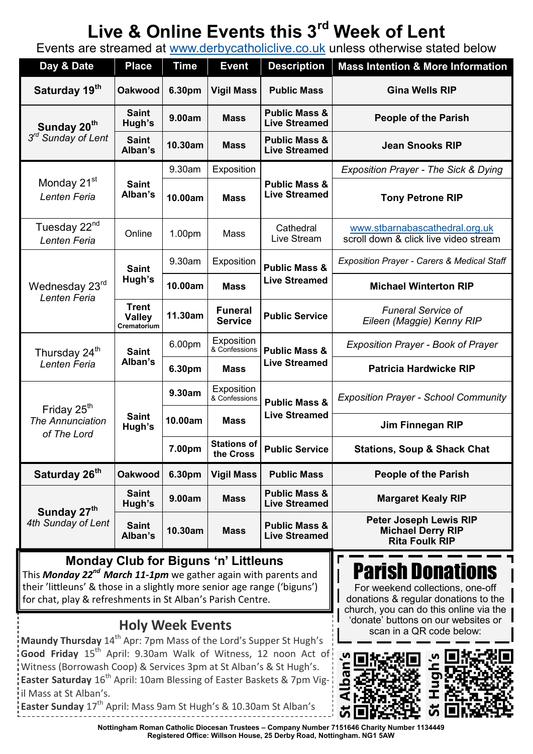# Live & Online Events this 3rd Week of Lent

Events are streamed at www.derbycatholiclive.co.uk unless otherwise stated below

| Day & Date | Place | Time | Event | Description | Mass Intention & More Information |
|---|---|---|---|---|---|
| **Saturday 19th** | **Oakwood** | **6.30pm** | **Vigil Mass** | **Public Mass** | **Gina Wells RIP** |
| **Sunday 20th** *3rd Sunday of Lent* | **Saint Hugh's** | **9.00am** | **Mass** | **Public Mass & Live Streamed** | **People of the Parish** |
| | **Saint Alban's** | **10.30am** | **Mass** | **Public Mass & Live Streamed** | **Jean Snooks RIP** |
| Monday 21st *Lenten Feria* | **Saint Alban's** | 9.30am | Exposition | **Public Mass & Live Streamed** | *Exposition Prayer - The Sick & Dying* |
| | | **10.00am** | **Mass** | | **Tony Petrone RIP** |
| Tuesday 22nd *Lenten Feria* | Online | 1.00pm | Mass | Cathedral Live Stream | www.stbarnabascathedral.org.uk scroll down & click live video stream |
| Wednesday 23rd *Lenten Feria* | **Saint Hugh's** | 9.30am | Exposition | **Public Mass & Live Streamed** | *Exposition Prayer - Carers & Medical Staff* |
| | | **10.00am** | **Mass** | | **Michael Winterton RIP** |
| | **Trent Valley Crematorium** | **11.30am** | **Funeral Service** | **Public Service** | *Funeral Service of Eileen (Maggie) Kenny RIP* |
| Thursday 24th *Lenten Feria* | **Saint Alban's** | 6.00pm | Exposition & Confessions | **Public Mass & Live Streamed** | *Exposition Prayer - Book of Prayer* |
| | | **6.30pm** | **Mass** | | **Patricia Hardwicke RIP** |
| Friday 25th *The Annunciation of The Lord* | **Saint Hugh's** | **9.30am** | Exposition & Confessions | **Public Mass & Live Streamed** | *Exposition Prayer - School Community* |
| | | **10.00am** | **Mass** | | **Jim Finnegan RIP** |
| | | **7.00pm** | **Stations of the Cross** | **Public Service** | **Stations, Soup & Shack Chat** |
| **Saturday 26th** | **Oakwood** | **6.30pm** | **Vigil Mass** | **Public Mass** | **People of the Parish** |
| **Sunday 27th** *4th Sunday of Lent* | **Saint Hugh's** | **9.00am** | **Mass** | **Public Mass & Live Streamed** | **Margaret Kealy RIP** |
| | **Saint Alban's** | **10.30am** | **Mass** | **Public Mass & Live Streamed** | **Peter Joseph Lewis RIP Michael Derry RIP Rita Foulk RIP** |

## Monday Club for Biguns 'n' Littleuns

This ***Monday 22nd March 11-1pm*** we gather again with parents and their 'littleuns' & those in a slightly more senior age range ('biguns') for chat, play & refreshments in St Alban's Parish Centre.

## Holy Week Events

**Maundy Thursday** 14th Apr: 7pm Mass of the Lord's Supper St Hugh's
**Good Friday** 15th April: 9.30am Walk of Witness, 12 noon Act of Witness (Borrowash Coop) & Services 3pm at St Alban's & St Hugh's.
**Easter Saturday** 16th April: 10am Blessing of Easter Baskets & 7pm Vigil Mass at St Alban's.
**Easter Sunday** 17th April: Mass 9am St Hugh's & 10.30am St Alban's

## Parish Donations

For weekend collections, one-off donations & regular donations to the church, you can do this online via the 'donate' buttons on our websites or scan in a QR code below:

St Alban's | St Hugh's

Nottingham Roman Catholic Diocesan Trustees – Company Number 7151646 Charity Number 1134449
Registered Office: Willson House, 25 Derby Road, Nottingham. NG1 5AW